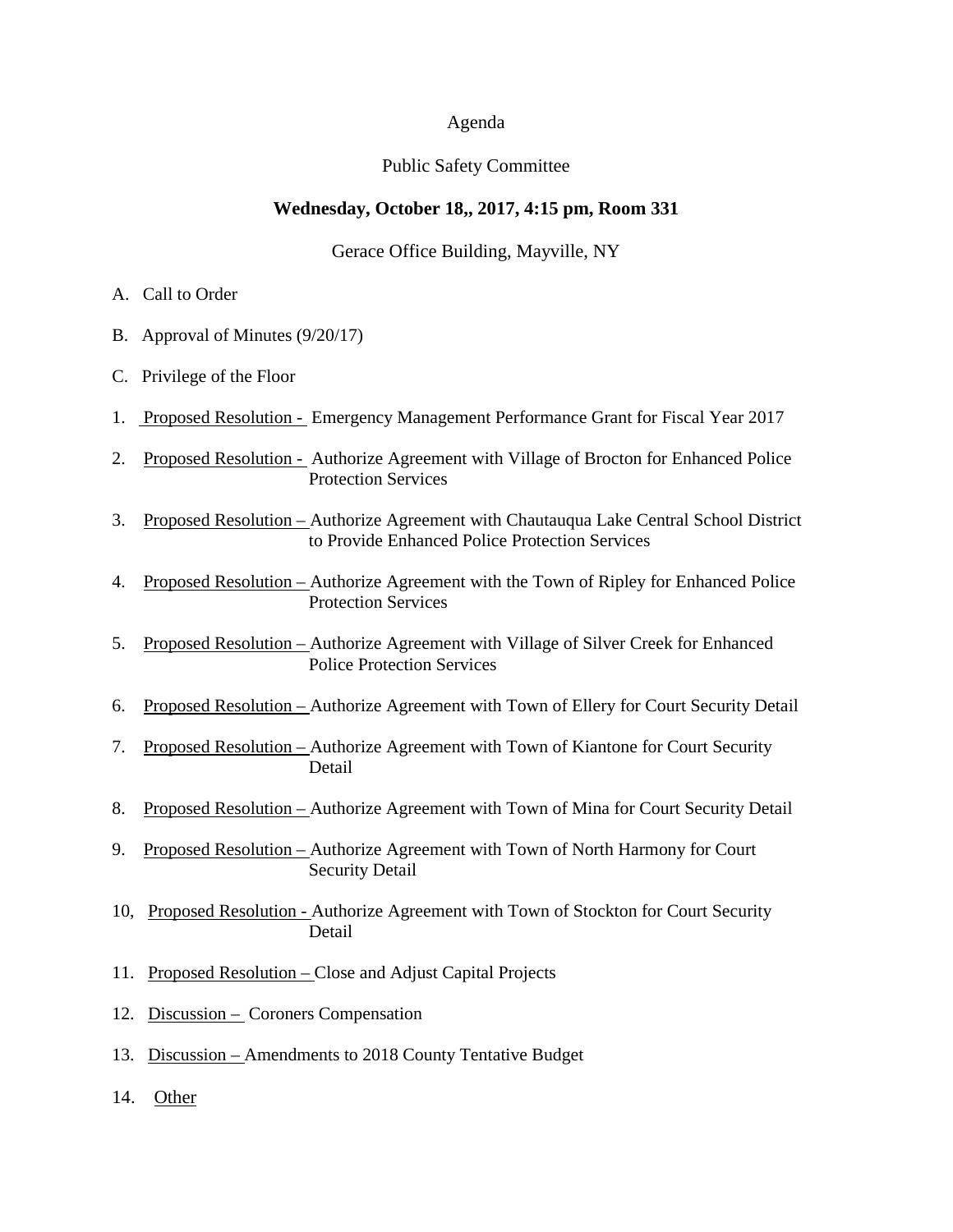Agenda

Public Safety Committee

**Wednesday, October 18,, 2017, 4:15 pm, Room 331**

Gerace Office Building, Mayville, NY

A. Call to Order

B. Approval of Minutes (9/20/17)

C. Privilege of the Floor

1. Proposed Resolution - Emergency Management Performance Grant for Fiscal Year 2017

2. Proposed Resolution - Authorize Agreement with Village of Brocton for Enhanced Police Protection Services

3. Proposed Resolution – Authorize Agreement with Chautauqua Lake Central School District to Provide Enhanced Police Protection Services

4. Proposed Resolution – Authorize Agreement with the Town of Ripley for Enhanced Police Protection Services

5. Proposed Resolution – Authorize Agreement with Village of Silver Creek for Enhanced Police Protection Services

6. Proposed Resolution – Authorize Agreement with Town of Ellery for Court Security Detail

7. Proposed Resolution – Authorize Agreement with Town of Kiantone for Court Security Detail

8. Proposed Resolution – Authorize Agreement with Town of Mina for Court Security Detail

9. Proposed Resolution – Authorize Agreement with Town of North Harmony for Court Security Detail

10, Proposed Resolution - Authorize Agreement with Town of Stockton for Court Security Detail

11. Proposed Resolution – Close and Adjust Capital Projects

12. Discussion – Coroners Compensation

13. Discussion – Amendments to 2018 County Tentative Budget

14. Other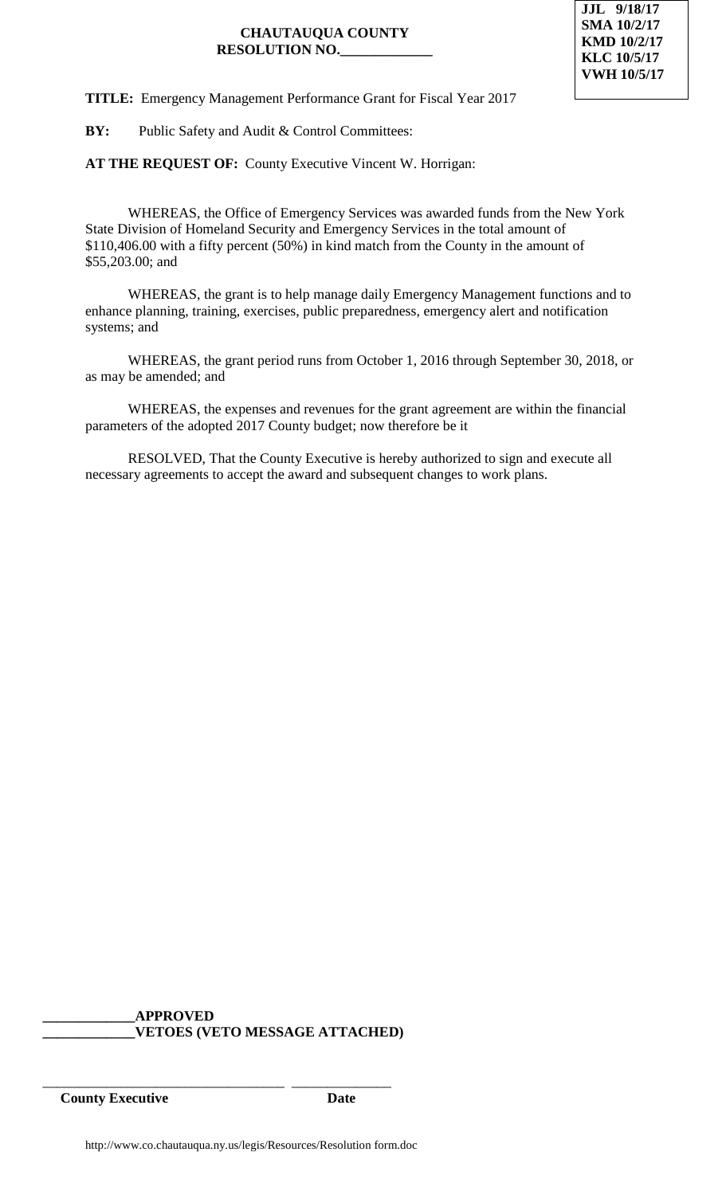**JJL 9/18/17**
**SMA 10/2/17**
**KMD 10/2/17**
**KLC 10/5/17**
**VWH 10/5/17**

**CHAUTAUQUA COUNTY**
**RESOLUTION NO.\_\_\_\_\_\_\_\_\_\_\_\_\_**

**TITLE:** Emergency Management Performance Grant for Fiscal Year 2017

**BY:** Public Safety and Audit & Control Committees:

**AT THE REQUEST OF:** County Executive Vincent W. Horrigan:

WHEREAS, the Office of Emergency Services was awarded funds from the New York State Division of Homeland Security and Emergency Services in the total amount of $110,406.00 with a fifty percent (50%) in kind match from the County in the amount of $55,203.00; and

WHEREAS, the grant is to help manage daily Emergency Management functions and to enhance planning, training, exercises, public preparedness, emergency alert and notification systems; and

WHEREAS, the grant period runs from October 1, 2016 through September 30, 2018, or as may be amended; and

WHEREAS, the expenses and revenues for the grant agreement are within the financial parameters of the adopted 2017 County budget; now therefore be it

RESOLVED, That the County Executive is hereby authorized to sign and execute all necessary agreements to accept the award and subsequent changes to work plans.

**\_\_\_\_\_\_\_\_\_\_\_\_\_APPROVED**
**\_\_\_\_\_\_\_\_\_\_\_\_\_VETOES (VETO MESSAGE ATTACHED)**

\_\_\_\_\_\_\_\_\_\_\_\_\_\_\_\_\_\_\_\_\_\_\_\_\_\_\_\_\_\_\_\_\_\_\_ \_\_\_\_\_\_\_\_\_\_\_\_\_\_\_
**County Executive** **Date**

http://www.co.chautauqua.ny.us/legis/Resources/Resolution form.doc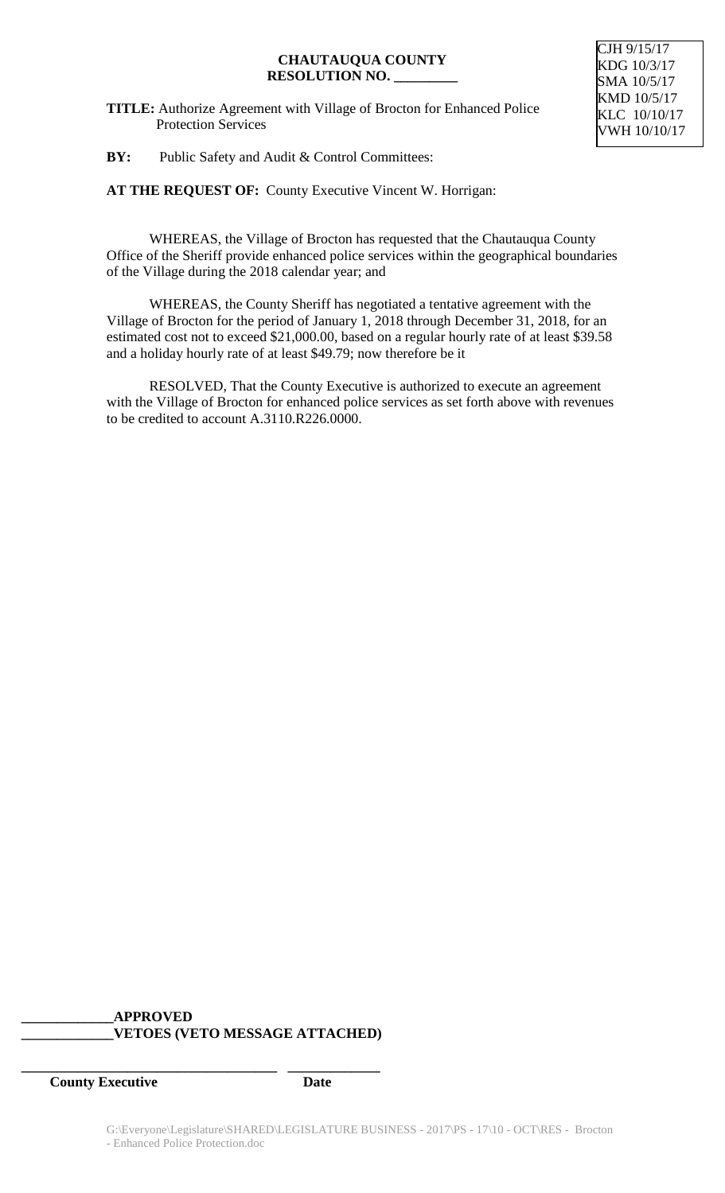CJH 9/15/17
KDG 10/3/17
SMA 10/5/17
KMD 10/5/17
KLC 10/10/17
VWH 10/10/17

**CHAUTAUQUA COUNTY**
**RESOLUTION NO. _________**

**TITLE:** Authorize Agreement with Village of Brocton for Enhanced Police Protection Services

**BY:** Public Safety and Audit & Control Committees:

**AT THE REQUEST OF:** County Executive Vincent W. Horrigan:

WHEREAS, the Village of Brocton has requested that the Chautauqua County Office of the Sheriff provide enhanced police services within the geographical boundaries of the Village during the 2018 calendar year; and

WHEREAS, the County Sheriff has negotiated a tentative agreement with the Village of Brocton for the period of January 1, 2018 through December 31, 2018, for an estimated cost not to exceed $21,000.00, based on a regular hourly rate of at least $39.58 and a holiday hourly rate of at least $49.79; now therefore be it

RESOLVED, That the County Executive is authorized to execute an agreement with the Village of Brocton for enhanced police services as set forth above with revenues to be credited to account A.3110.R226.0000.

**_____________APPROVED**
**_____________VETOES (VETO MESSAGE ATTACHED)**

**_____________________________________ _____________**
**County Executive Date**

G:\Everyone\Legislature\SHARED\LEGISLATURE BUSINESS - 2017\PS - 17\10 - OCT\RES - Brocton - Enhanced Police Protection.doc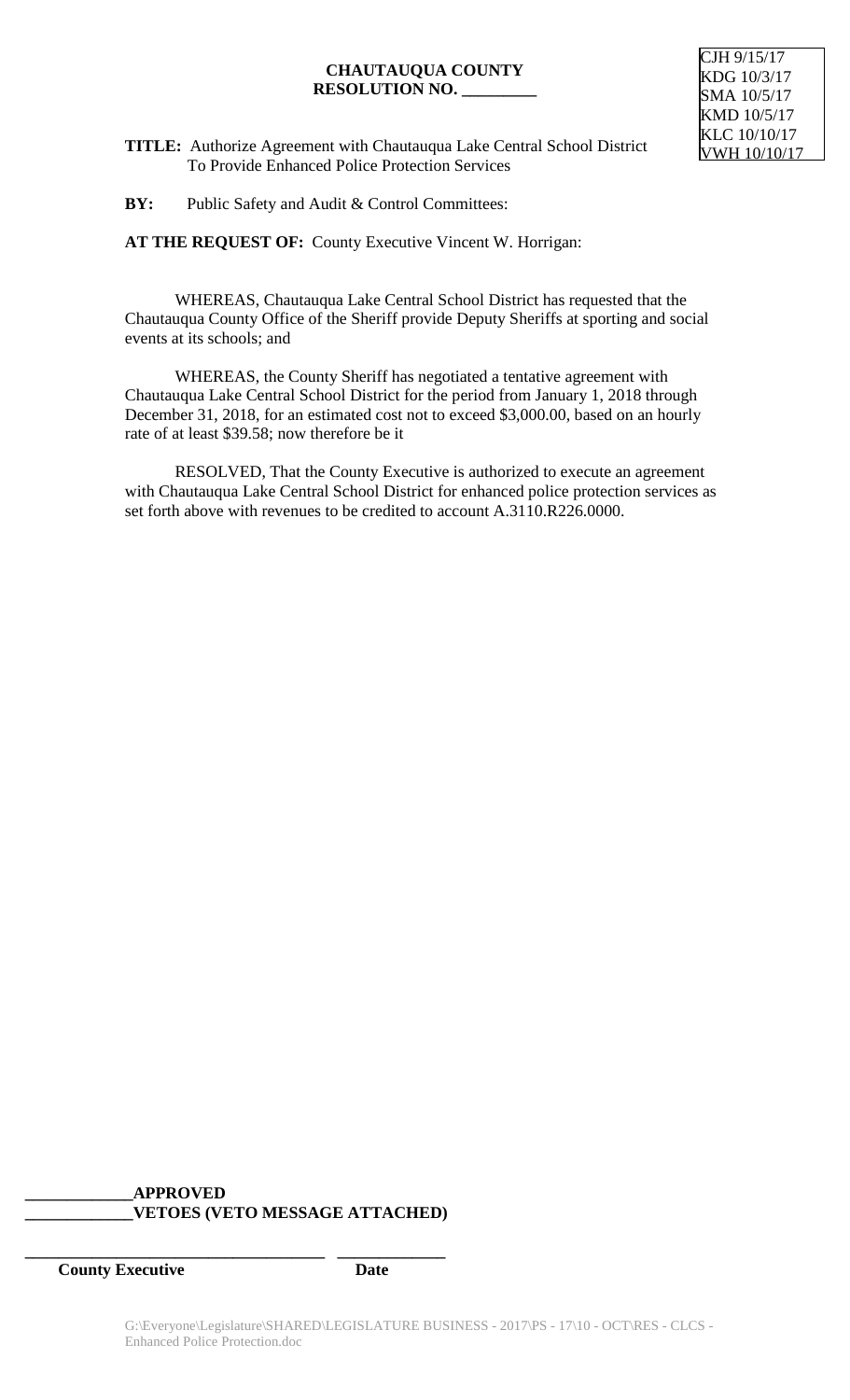**CHAUTAUQUA COUNTY**
**RESOLUTION NO. _________**

CJH 9/15/17
KDG 10/3/17
SMA 10/5/17
KMD 10/5/17
KLC 10/10/17
VWH 10/10/17

**TITLE:** Authorize Agreement with Chautauqua Lake Central School District To Provide Enhanced Police Protection Services

**BY:** Public Safety and Audit & Control Committees:

**AT THE REQUEST OF:** County Executive Vincent W. Horrigan:

WHEREAS, Chautauqua Lake Central School District has requested that the Chautauqua County Office of the Sheriff provide Deputy Sheriffs at sporting and social events at its schools; and

WHEREAS, the County Sheriff has negotiated a tentative agreement with Chautauqua Lake Central School District for the period from January 1, 2018 through December 31, 2018, for an estimated cost not to exceed $3,000.00, based on an hourly rate of at least $39.58; now therefore be it

RESOLVED, That the County Executive is authorized to execute an agreement with Chautauqua Lake Central School District for enhanced police protection services as set forth above with revenues to be credited to account A.3110.R226.0000.

**_____________APPROVED**
**_____________VETOES (VETO MESSAGE ATTACHED)**

_____________________________________ _____________
**County Executive** **Date**

G:\Everyone\Legislature\SHARED\LEGISLATURE BUSINESS - 2017\PS - 17\10 - OCT\RES - CLCS - Enhanced Police Protection.doc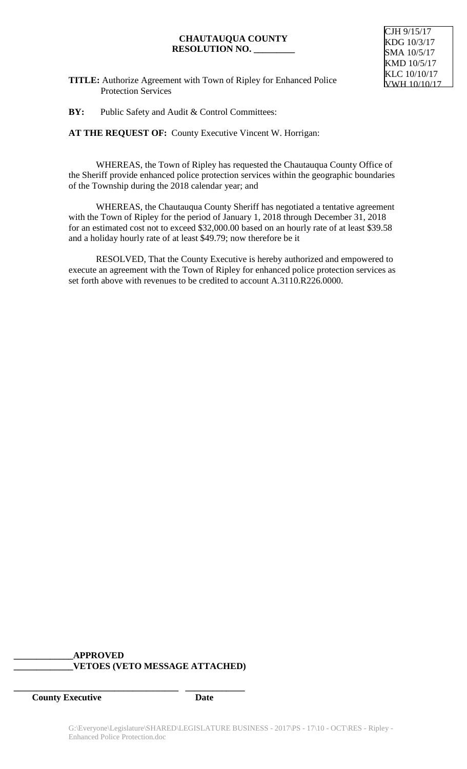**CHAUTAUQUA COUNTY**
**RESOLUTION NO. _________**

CJH 9/15/17
KDG 10/3/17
SMA 10/5/17
KMD 10/5/17
KLC 10/10/17
VWH 10/10/17

**TITLE:** Authorize Agreement with Town of Ripley for Enhanced Police Protection Services

**BY:** Public Safety and Audit & Control Committees:

**AT THE REQUEST OF:** County Executive Vincent W. Horrigan:

WHEREAS, the Town of Ripley has requested the Chautauqua County Office of the Sheriff provide enhanced police protection services within the geographic boundaries of the Township during the 2018 calendar year; and

WHEREAS, the Chautauqua County Sheriff has negotiated a tentative agreement with the Town of Ripley for the period of January 1, 2018 through December 31, 2018 for an estimated cost not to exceed $32,000.00 based on an hourly rate of at least $39.58 and a holiday hourly rate of at least $49.79; now therefore be it

RESOLVED, That the County Executive is hereby authorized and empowered to execute an agreement with the Town of Ripley for enhanced police protection services as set forth above with revenues to be credited to account A.3110.R226.0000.

**_____________APPROVED**
**_____________VETOES (VETO MESSAGE ATTACHED)**

_____________________________________ _____________
**County Executive** **Date**

G:\Everyone\Legislature\SHARED\LEGISLATURE BUSINESS - 2017\PS - 17\10 - OCT\RES - Ripley - Enhanced Police Protection.doc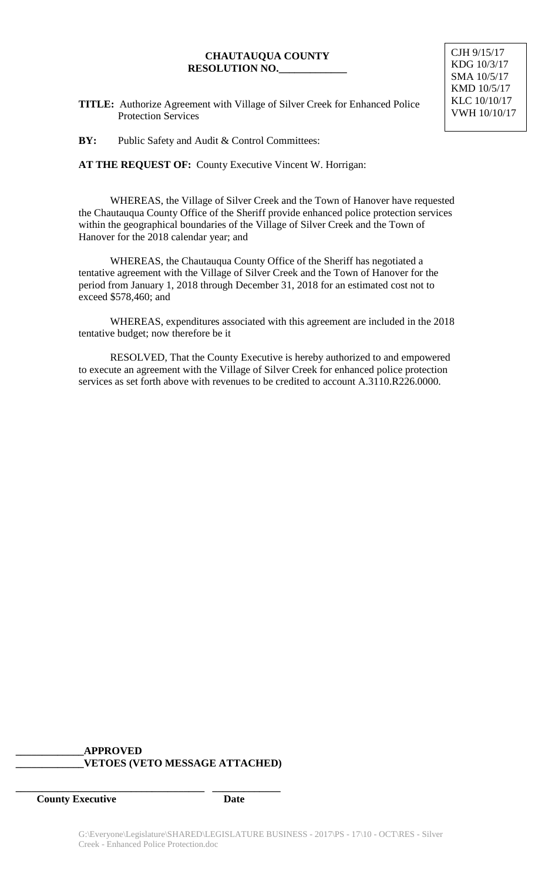**CHAUTAUQUA COUNTY**
**RESOLUTION NO.\_\_\_\_\_\_\_\_\_\_\_\_\_**

CJH 9/15/17
KDG 10/3/17
SMA 10/5/17
KMD 10/5/17
KLC 10/10/17
VWH 10/10/17

**TITLE:** Authorize Agreement with Village of Silver Creek for Enhanced Police Protection Services

**BY:** Public Safety and Audit & Control Committees:

**AT THE REQUEST OF:** County Executive Vincent W. Horrigan:

WHEREAS, the Village of Silver Creek and the Town of Hanover have requested the Chautauqua County Office of the Sheriff provide enhanced police protection services within the geographical boundaries of the Village of Silver Creek and the Town of Hanover for the 2018 calendar year; and

WHEREAS, the Chautauqua County Office of the Sheriff has negotiated a tentative agreement with the Village of Silver Creek and the Town of Hanover for the period from January 1, 2018 through December 31, 2018 for an estimated cost not to exceed $578,460; and

WHEREAS, expenditures associated with this agreement are included in the 2018 tentative budget; now therefore be it

RESOLVED, That the County Executive is hereby authorized to and empowered to execute an agreement with the Village of Silver Creek for enhanced police protection services as set forth above with revenues to be credited to account A.3110.R226.0000.

\_\_\_\_\_\_\_\_\_\_\_\_\_**APPROVED**
\_\_\_\_\_\_\_\_\_\_\_\_\_**VETOES (VETO MESSAGE ATTACHED)**

\_\_\_\_\_\_\_\_\_\_\_\_\_\_\_\_\_\_\_\_\_\_\_\_\_\_\_\_\_\_\_\_\_\_\_\_ \_\_\_\_\_\_\_\_\_\_\_\_\_
**County Executive** **Date**

G:\Everyone\Legislature\SHARED\LEGISLATURE BUSINESS - 2017\PS - 17\10 - OCT\RES - Silver Creek - Enhanced Police Protection.doc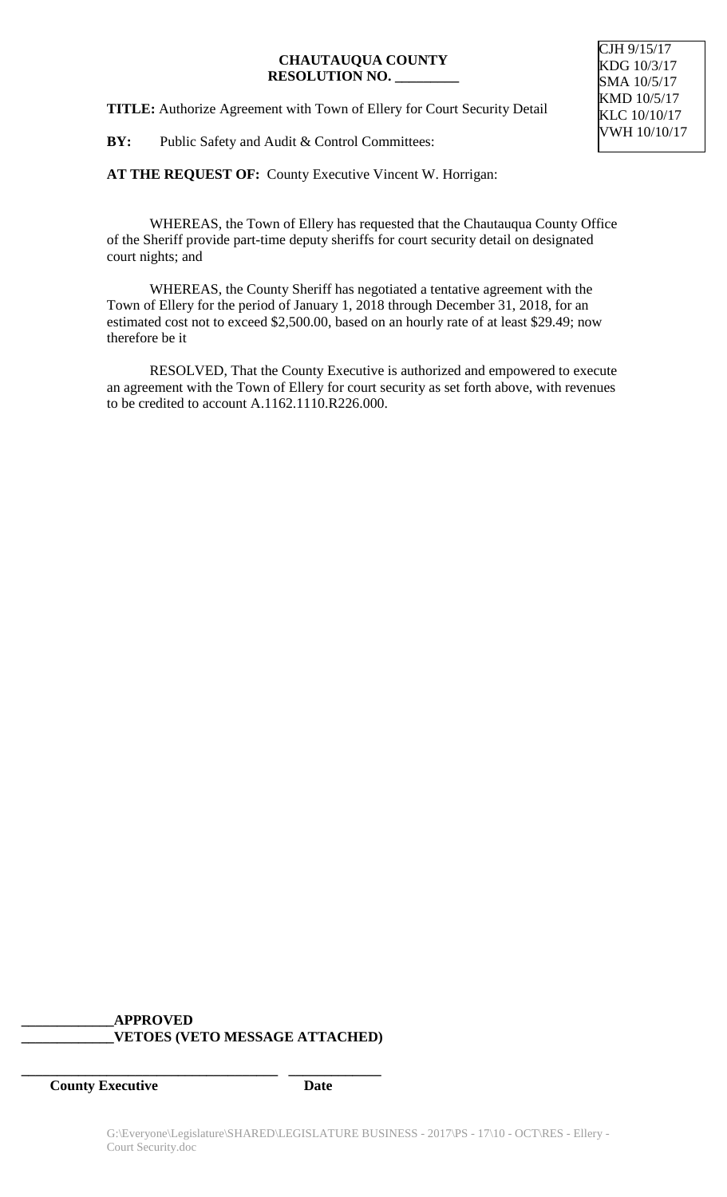**CHAUTAUQUA COUNTY**
**RESOLUTION NO. _________**

CJH 9/15/17
KDG 10/3/17
SMA 10/5/17
KMD 10/5/17
KLC 10/10/17
VWH 10/10/17

**TITLE:** Authorize Agreement with Town of Ellery for Court Security Detail

**BY:** Public Safety and Audit & Control Committees:

**AT THE REQUEST OF:** County Executive Vincent W. Horrigan:

WHEREAS, the Town of Ellery has requested that the Chautauqua County Office of the Sheriff provide part-time deputy sheriffs for court security detail on designated court nights; and

WHEREAS, the County Sheriff has negotiated a tentative agreement with the Town of Ellery for the period of January 1, 2018 through December 31, 2018, for an estimated cost not to exceed $2,500.00, based on an hourly rate of at least $29.49; now therefore be it

RESOLVED, That the County Executive is authorized and empowered to execute an agreement with the Town of Ellery for court security as set forth above, with revenues to be credited to account A.1162.1110.R226.000.

**_____________APPROVED**
**_____________VETOES (VETO MESSAGE ATTACHED)**

**_____________________________________ _____________**
**County Executive Date**

G:\Everyone\Legislature\SHARED\LEGISLATURE BUSINESS - 2017\PS - 17\10 - OCT\RES - Ellery - Court Security.doc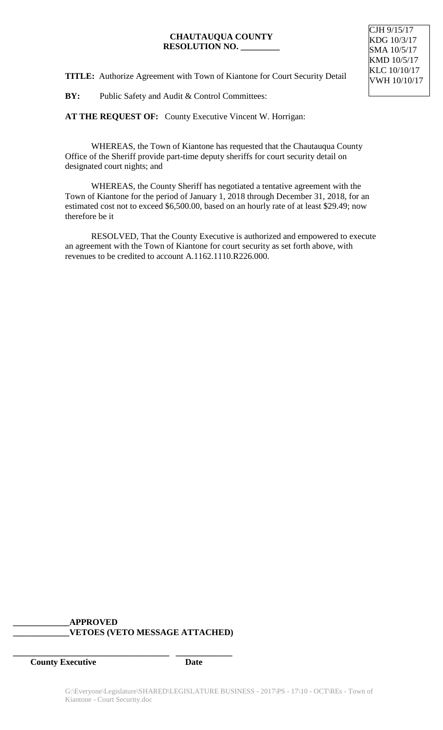CJH 9/15/17
KDG 10/3/17
SMA 10/5/17
KMD 10/5/17
KLC 10/10/17
VWH 10/10/17

**CHAUTAUQUA COUNTY**
**RESOLUTION NO. _________**

**TITLE:** Authorize Agreement with Town of Kiantone for Court Security Detail

**BY:** Public Safety and Audit & Control Committees:

**AT THE REQUEST OF:** County Executive Vincent W. Horrigan:

WHEREAS, the Town of Kiantone has requested that the Chautauqua County Office of the Sheriff provide part-time deputy sheriffs for court security detail on designated court nights; and

WHEREAS, the County Sheriff has negotiated a tentative agreement with the Town of Kiantone for the period of January 1, 2018 through December 31, 2018, for an estimated cost not to exceed $6,500.00, based on an hourly rate of at least $29.49; now therefore be it

RESOLVED, That the County Executive is authorized and empowered to execute an agreement with the Town of Kiantone for court security as set forth above, with revenues to be credited to account A.1162.1110.R226.000.

**_____________APPROVED**
**_____________VETOES (VETO MESSAGE ATTACHED)**

**____________________________________ _____________**
**County Executive Date**

G:\Everyone\Legislature\SHARED\LEGISLATURE BUSINESS - 2017\PS - 17\10 - OCT\REs - Town of Kiantone - Court Security.doc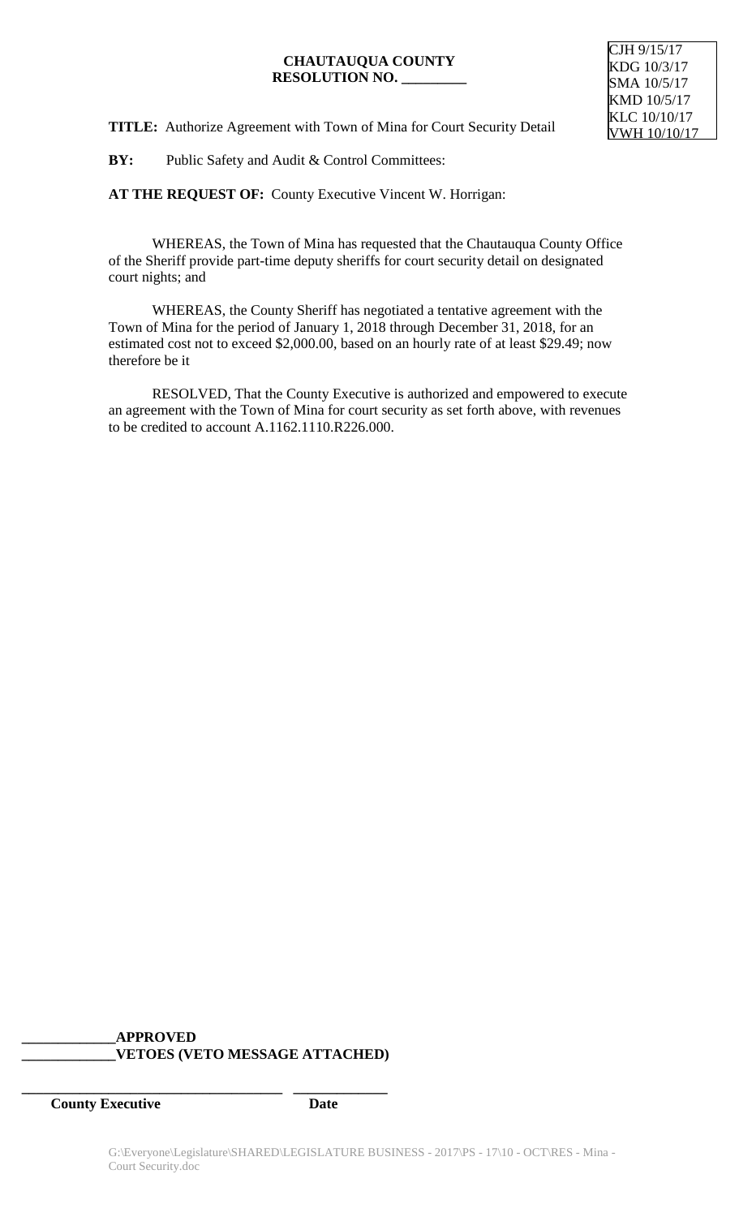**CHAUTAUQUA COUNTY**
**RESOLUTION NO. _________**

CJH 9/15/17
KDG 10/3/17
SMA 10/5/17
KMD 10/5/17
KLC 10/10/17
VWH 10/10/17

**TITLE:** Authorize Agreement with Town of Mina for Court Security Detail

**BY:** Public Safety and Audit & Control Committees:

**AT THE REQUEST OF:** County Executive Vincent W. Horrigan:

WHEREAS, the Town of Mina has requested that the Chautauqua County Office of the Sheriff provide part-time deputy sheriffs for court security detail on designated court nights; and

WHEREAS, the County Sheriff has negotiated a tentative agreement with the Town of Mina for the period of January 1, 2018 through December 31, 2018, for an estimated cost not to exceed $2,000.00, based on an hourly rate of at least $29.49; now therefore be it

RESOLVED, That the County Executive is authorized and empowered to execute an agreement with the Town of Mina for court security as set forth above, with revenues to be credited to account A.1162.1110.R226.000.

**_____________APPROVED**
**_____________VETOES (VETO MESSAGE ATTACHED)**

**____________________________________ _____________**
**County Executive Date**

G:\Everyone\Legislature\SHARED\LEGISLATURE BUSINESS - 2017\PS - 17\10 - OCT\RES - Mina - Court Security.doc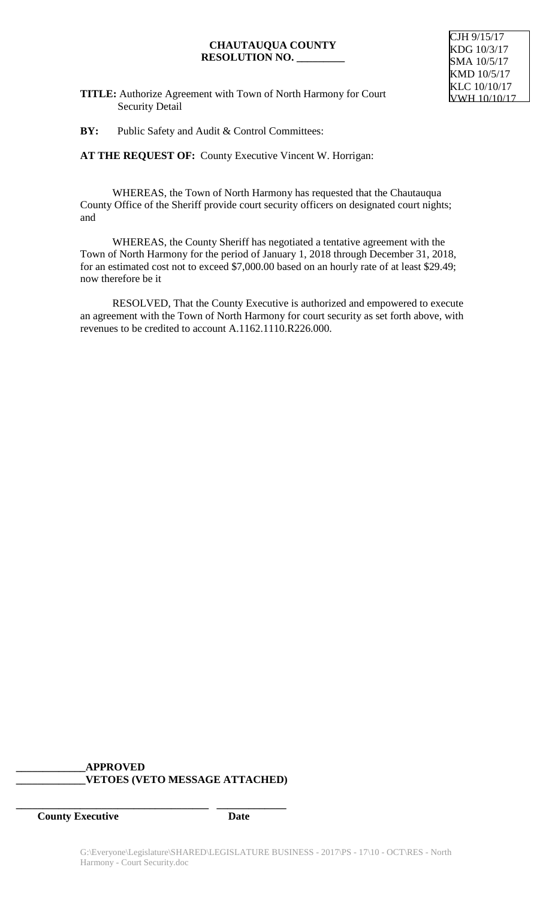**CHAUTAUQUA COUNTY**
**RESOLUTION NO. _________**

CJH 9/15/17
KDG 10/3/17
SMA 10/5/17
KMD 10/5/17
KLC 10/10/17
VWH 10/10/17

**TITLE:** Authorize Agreement with Town of North Harmony for Court Security Detail

**BY:** Public Safety and Audit & Control Committees:

**AT THE REQUEST OF:** County Executive Vincent W. Horrigan:

WHEREAS, the Town of North Harmony has requested that the Chautauqua County Office of the Sheriff provide court security officers on designated court nights; and

WHEREAS, the County Sheriff has negotiated a tentative agreement with the Town of North Harmony for the period of January 1, 2018 through December 31, 2018, for an estimated cost not to exceed $7,000.00 based on an hourly rate of at least $29.49; now therefore be it

RESOLVED, That the County Executive is authorized and empowered to execute an agreement with the Town of North Harmony for court security as set forth above, with revenues to be credited to account A.1162.1110.R226.000.

**_____________APPROVED**
**_____________VETOES (VETO MESSAGE ATTACHED)**

**_____________________________________ _____________**
**County Executive Date**

G:\Everyone\Legislature\SHARED\LEGISLATURE BUSINESS - 2017\PS - 17\10 - OCT\RES - North Harmony - Court Security.doc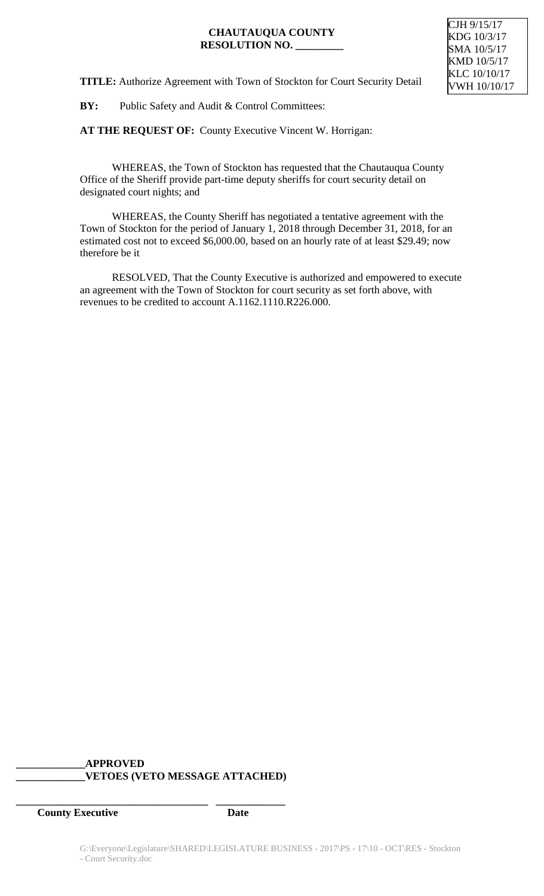**CHAUTAUQUA COUNTY**
**RESOLUTION NO. _________**

CJH 9/15/17
KDG 10/3/17
SMA 10/5/17
KMD 10/5/17
KLC 10/10/17
VWH 10/10/17

**TITLE:** Authorize Agreement with Town of Stockton for Court Security Detail

**BY:** Public Safety and Audit & Control Committees:

**AT THE REQUEST OF:** County Executive Vincent W. Horrigan:

WHEREAS, the Town of Stockton has requested that the Chautauqua County Office of the Sheriff provide part-time deputy sheriffs for court security detail on designated court nights; and

WHEREAS, the County Sheriff has negotiated a tentative agreement with the Town of Stockton for the period of January 1, 2018 through December 31, 2018, for an estimated cost not to exceed $6,000.00, based on an hourly rate of at least $29.49; now therefore be it

RESOLVED, That the County Executive is authorized and empowered to execute an agreement with the Town of Stockton for court security as set forth above, with revenues to be credited to account A.1162.1110.R226.000.

**_____________APPROVED**
**_____________VETOES (VETO MESSAGE ATTACHED)**

**_____________________________________ _____________**
**County Executive Date**

G:\Everyone\Legislature\SHARED\LEGISLATURE BUSINESS - 2017\PS - 17\10 - OCT\RES - Stockton - Court Security.doc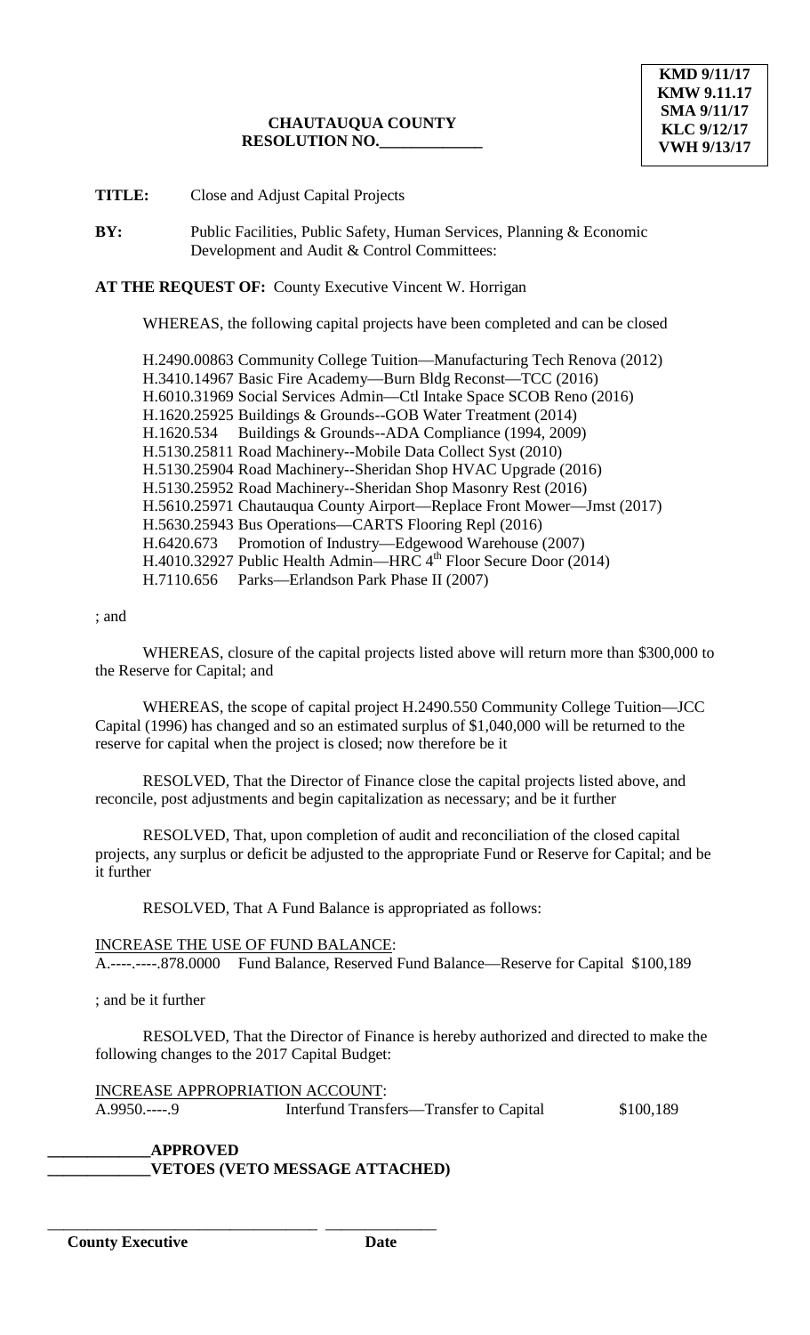KMD 9/11/17
KMW 9.11.17
SMA 9/11/17
KLC 9/12/17
VWH 9/13/17

**CHAUTAUQUA COUNTY**
**RESOLUTION NO.\_\_\_\_\_\_\_\_\_\_\_\_\_**

**TITLE:** Close and Adjust Capital Projects

**BY:** Public Facilities, Public Safety, Human Services, Planning & Economic Development and Audit & Control Committees:

**AT THE REQUEST OF:** County Executive Vincent W. Horrigan

WHEREAS, the following capital projects have been completed and can be closed

H.2490.00863 Community College Tuition—Manufacturing Tech Renova (2012)
H.3410.14967 Basic Fire Academy—Burn Bldg Reconst—TCC (2016)
H.6010.31969 Social Services Admin—Ctl Intake Space SCOB Reno (2016)
H.1620.25925 Buildings & Grounds--GOB Water Treatment (2014)
H.1620.534 Buildings & Grounds--ADA Compliance (1994, 2009)
H.5130.25811 Road Machinery--Mobile Data Collect Syst (2010)
H.5130.25904 Road Machinery--Sheridan Shop HVAC Upgrade (2016)
H.5130.25952 Road Machinery--Sheridan Shop Masonry Rest (2016)
H.5610.25971 Chautauqua County Airport—Replace Front Mower—Jmst (2017)
H.5630.25943 Bus Operations—CARTS Flooring Repl (2016)
H.6420.673 Promotion of Industry—Edgewood Warehouse (2007)
H.4010.32927 Public Health Admin—HRC 4th Floor Secure Door (2014)
H.7110.656 Parks—Erlandson Park Phase II (2007)

; and

WHEREAS, closure of the capital projects listed above will return more than $300,000 to the Reserve for Capital; and

WHEREAS, the scope of capital project H.2490.550 Community College Tuition—JCC Capital (1996) has changed and so an estimated surplus of $1,040,000 will be returned to the reserve for capital when the project is closed; now therefore be it

RESOLVED, That the Director of Finance close the capital projects listed above, and reconcile, post adjustments and begin capitalization as necessary; and be it further

RESOLVED, That, upon completion of audit and reconciliation of the closed capital projects, any surplus or deficit be adjusted to the appropriate Fund or Reserve for Capital; and be it further

RESOLVED, That A Fund Balance is appropriated as follows:

INCREASE THE USE OF FUND BALANCE:
A.----.----.878.0000 Fund Balance, Reserved Fund Balance—Reserve for Capital $100,189

; and be it further

RESOLVED, That the Director of Finance is hereby authorized and directed to make the following changes to the 2017 Capital Budget:

INCREASE APPROPRIATION ACCOUNT:
A.9950.----.9 Interfund Transfers—Transfer to Capital $100,189

**\_\_\_\_\_\_\_\_\_\_\_\_\_APPROVED**
**\_\_\_\_\_\_\_\_\_\_\_\_\_VETOES (VETO MESSAGE ATTACHED)**

\_\_\_\_\_\_\_\_\_\_\_\_\_\_\_\_\_\_\_\_\_\_\_\_\_\_\_\_\_\_\_\_\_ \_\_\_\_\_\_\_\_\_\_\_\_\_\_
**County Executive** **Date**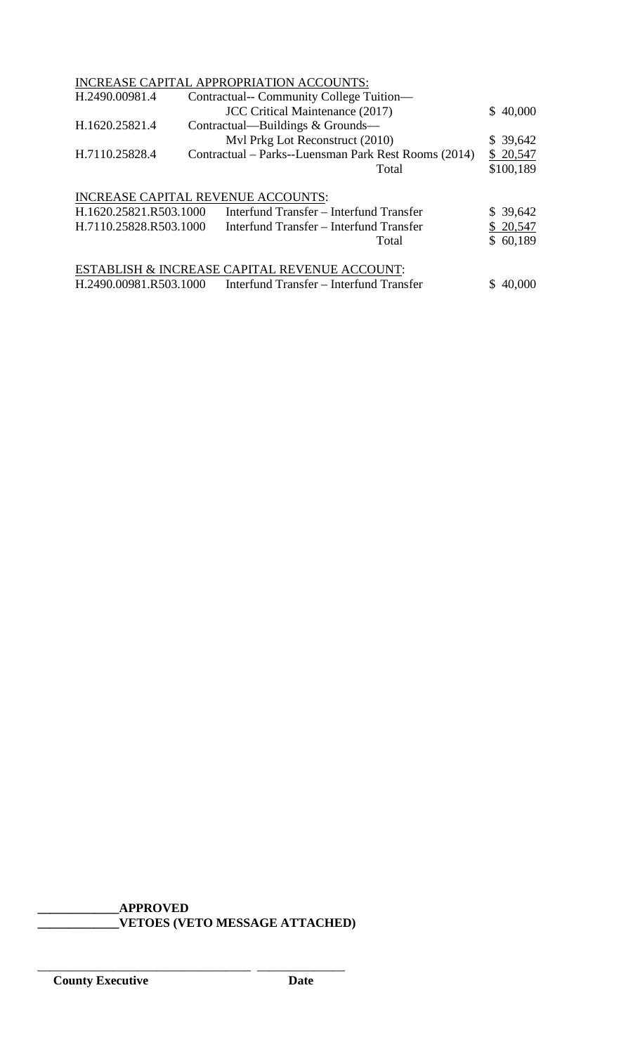INCREASE CAPITAL APPROPRIATION ACCOUNTS:

| | | |
|---|---|---|
| H.2490.00981.4 | Contractual-- Community College Tuition— JCC Critical Maintenance (2017) | $ 40,000 |
| H.1620.25821.4 | Contractual—Buildings & Grounds— Mvl Prkg Lot Reconstruct (2010) | $ 39,642 |
| H.7110.25828.4 | Contractual – Parks--Luensman Park Rest Rooms (2014) | $ 20,547 |
| | Total | $100,189 |

INCREASE CAPITAL REVENUE ACCOUNTS:

| | | |
|---|---|---|
| H.1620.25821.R503.1000 | Interfund Transfer – Interfund Transfer | $ 39,642 |
| H.7110.25828.R503.1000 | Interfund Transfer – Interfund Transfer | $ 20,547 |
| | Total | $ 60,189 |

ESTABLISH & INCREASE CAPITAL REVENUE ACCOUNT:

| | | |
|---|---|---|
| H.2490.00981.R503.1000 | Interfund Transfer – Interfund Transfer | $ 40,000 |

**____________APPROVED**
**____________VETOES (VETO MESSAGE ATTACHED)**

_________________________________ ______________
**County Executive** **Date**